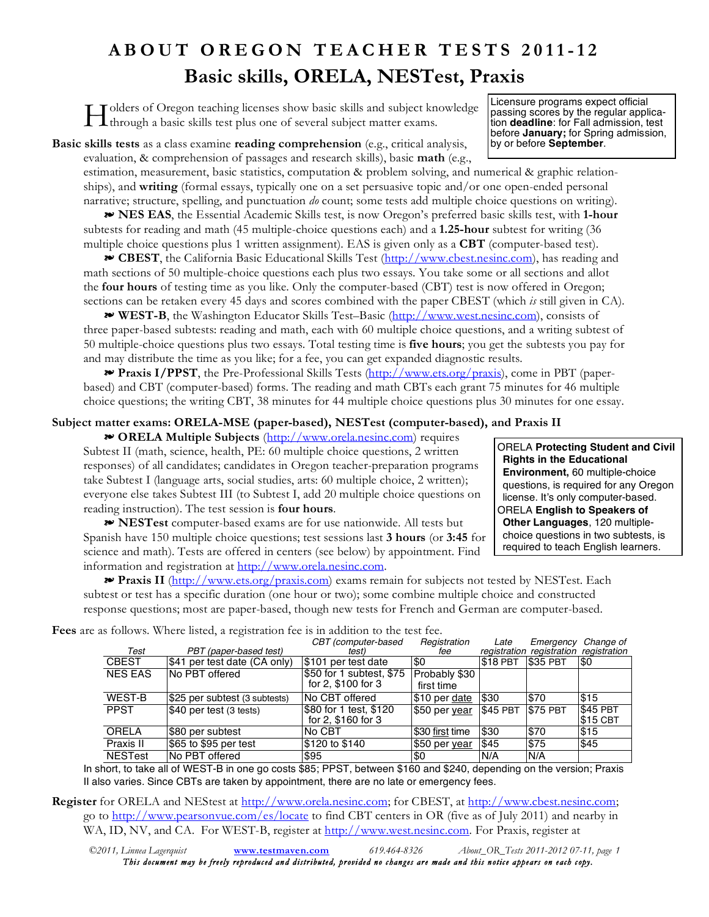# ABOUT OREGON TEACHER TESTS 2011-12

## Basic skills, ORELA, NESTest, Praxis

Holders of Oregon teaching licenses show basic skills and subject knowledge through a basic skills test plus one of several subject matter exams.

> Licensure programs expect official passing scores by the regular application **deadline**: for Fall admission, test before **January;** for Spring admission, by or before **September**.

**Basic skills tests** as a class examine **reading comprehension** (e.g., critical analysis, evaluation, & comprehension of passages and research skills), basic **math** (e.g., estimation, measurement, basic statistics, computation & problem solving, and numerical & graphic relationships), and **writing** (formal essays, typically one on a set persuasive topic and/or one open-ended personal narrative; structure, spelling, and punctuation *do* count; some tests add multiple choice questions on writing).

❧ **NES EAS**, the Essential Academic Skills test, is now Oregon's preferred basic skills test, with **1-hour** subtests for reading and math (45 multiple-choice questions each) and a **1.25-hour** subtest for writing (36 multiple choice questions plus 1 written assignment). EAS is given only as a **CBT** (computer-based test).

❧ **CBEST**, the California Basic Educational Skills Test (http://www.cbest.nesinc.com), has reading and math sections of 50 multiple-choice questions each plus two essays. You take some or all sections and allot the **four hours** of testing time as you like. Only the computer-based (CBT) test is now offered in Oregon; sections can be retaken every 45 days and scores combined with the paper CBEST (which *is* still given in CA).

❧ **WEST-B**, the Washington Educator Skills Test–Basic (http://www.west.nesinc.com), consists of three paper-based subtests: reading and math, each with 60 multiple choice questions, and a writing subtest of 50 multiple-choice questions plus two essays. Total testing time is **five hours**; you get the subtests you pay for and may distribute the time as you like; for a fee, you can get expanded diagnostic results.

❧ **Praxis I/PPST**, the Pre-Professional Skills Tests (http://www.ets.org/praxis), come in PBT (paper-based) and CBT (computer-based) forms. The reading and math CBTs each grant 75 minutes for 46 multiple choice questions; the writing CBT, 38 minutes for 44 multiple choice questions plus 30 minutes for one essay.

### Subject matter exams: ORELA-MSE (paper-based), NESTest (computer-based), and Praxis II

❧ **ORELA Multiple Subjects** (http://www.orela.nesinc.com) requires Subtest II (math, science, health, PE: 60 multiple choice questions, 2 written responses) of all candidates; candidates in Oregon teacher-preparation programs take Subtest I (language arts, social studies, arts: 60 multiple choice, 2 written); everyone else takes Subtest III (to Subtest I, add 20 multiple choice questions on reading instruction). The test session is **four hours**.

❧ **NESTest** computer-based exams are for use nationwide. All tests but Spanish have 150 multiple choice questions; test sessions last **3 hours** (or **3:45** for science and math). Tests are offered in centers (see below) by appointment. Find information and registration at http://www.orela.nesinc.com.

> ORELA **Protecting Student and Civil Rights in the Educational Environment,** 60 multiple-choice questions, is required for any Oregon license. It's only computer-based.
>
> ORELA **English to Speakers of Other Languages**, 120 multiple-choice questions in two subtests, is required to teach English learners.

❧ **Praxis II** (http://www.ets.org/praxis.com) exams remain for subjects not tested by NESTest. Each subtest or test has a specific duration (one hour or two); some combine multiple choice and constructed response questions; most are paper-based, though new tests for French and German are computer-based.

**Fees** are as follows. Where listed, a registration fee is in addition to the test fee.

| *Test* | *PBT (paper-based test)* | *CBT (computer-based test)* | *Registration fee* | *Late registration* | *Emergency registration* | *Change of registration* |
|---|---|---|---|---|---|---|
| CBEST | $41 per test date (CA only) | $101 per test date | $0 | $18 PBT | $35 PBT | $0 |
| NES EAS | No PBT offered | $50 for 1 subtest, $75 for 2, $100 for 3 | Probably $30 first time | | | |
| WEST-B | $25 per subtest (3 subtests) | No CBT offered | $10 per date | $30 | $70 | $15 |
| PPST | $40 per test (3 tests) | $80 for 1 test, $120 for 2, $160 for 3 | $50 per year | $45 PBT | $75 PBT | $45 PBT $15 CBT |
| ORELA | $80 per subtest | No CBT | $30 first time | $30 | $70 | $15 |
| Praxis II | $65 to $95 per test | $120 to $140 | $50 per year | $45 | $75 | $45 |
| NESTest | No PBT offered | $95 | $0 | N/A | N/A | |

In short, to take all of WEST-B in one go costs $85; PPST, between $160 and $240, depending on the version; Praxis II also varies. Since CBTs are taken by appointment, there are no late or emergency fees.

**Register** for ORELA and NEStest at http://www.orela.nesinc.com; for CBEST, at http://www.cbest.nesinc.com; go to http://www.pearsonvue.com/es/locate to find CBT centers in OR (five as of July 2011) and nearby in WA, ID, NV, and CA. For WEST-B, register at http://www.west.nesinc.com. For Praxis, register at

*©2011, Linnea Lagerquist* www.testmaven.com *619.464-8326* *About_OR_Tests 2011-2012 07-11*

*This document may be freely reproduced and distributed, provided no changes are made and this notice appears on each copy.*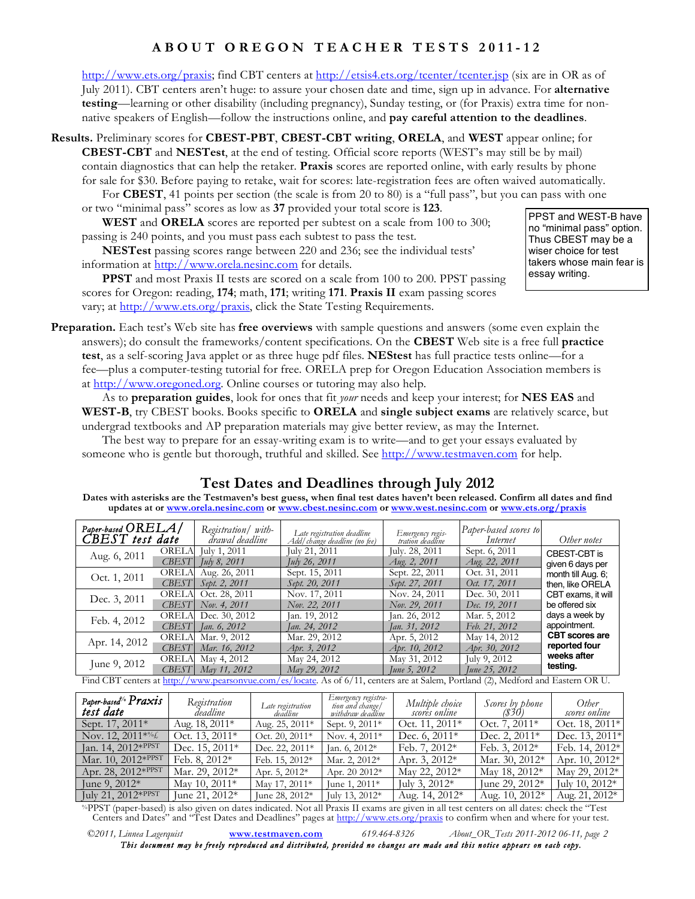# ABOUT OREGON TEACHER TESTS 2011-12

http://www.ets.org/praxis; find CBT centers at http://etsis4.ets.org/tcenter/tcenter.jsp (six are in OR as of July 2011). CBT centers aren't huge: to assure your chosen date and time, sign up in advance. For **alternative testing**—learning or other disability (including pregnancy), Sunday testing, or (for Praxis) extra time for non-native speakers of English—follow the instructions online, and **pay careful attention to the deadlines**.

**Results.** Preliminary scores for **CBEST-PBT**, **CBEST-CBT writing**, **ORELA**, and **WEST** appear online; for **CBEST-CBT** and **NESTest**, at the end of testing. Official score reports (WEST's may still be by mail) contain diagnostics that can help the retaker. **Praxis** scores are reported online, with early results by phone for sale for $30. Before paying to retake, wait for scores: late-registration fees are often waived automatically.

For **CBEST**, 41 points per section (the scale is from 20 to 80) is a "full pass", but you can pass with one or two "minimal pass" scores as low as **37** provided your total score is **123**.

**WEST** and **ORELA** scores are reported per subtest on a scale from 100 to 300; passing is 240 points, and you must pass each subtest to pass the test.

**NESTest** passing scores range between 220 and 236; see the individual tests' information at http://www.orela.nesinc.com for details.

**PPST** and most Praxis II tests are scored on a scale from 100 to 200. PPST passing scores for Oregon: reading, **174**; math, **171**; writing **171**. **Praxis II** exam passing scores vary; at http://www.ets.org/praxis, click the State Testing Requirements.

> PPST and WEST-B have no "minimal pass" option. Thus CBEST may be a wiser choice for test takers whose main fear is essay writing.

**Preparation.** Each test's Web site has **free overviews** with sample questions and answers (some even explain the answers); do consult the frameworks/content specifications. On the **CBEST** Web site is a free full **practice test**, as a self-scoring Java applet or as three huge pdf files. **NEStest** has full practice tests online—for a fee—plus a computer-testing tutorial for free. ORELA prep for Oregon Education Association members is at http://www.oregoned.org. Online courses or tutoring may also help.

As to **preparation guides**, look for ones that fit *your* needs and keep your interest; for **NES EAS** and **WEST-B**, try CBEST books. Books specific to **ORELA** and **single subject exams** are relatively scarce, but undergrad textbooks and AP preparation materials may give better review, as may the Internet.

The best way to prepare for an essay-writing exam is to write—and to get your essays evaluated by someone who is gentle but thorough, truthful and skilled. See http://www.testmaven.com for help.

## Test Dates and Deadlines through July 2012

**Dates with asterisks are the Testmaven's best guess, when final test dates haven't been released. Confirm all dates and find updates at or www.orela.nesinc.com or www.cbest.nesinc.com or www.west.nesinc.com or www.ets.org/praxis**

| *Paper-based ORELA/ CBEST test date* | | *Registration/ withdrawal deadline* | *Late registration deadline Add/change deadline (no fee)* | *Emergency registration deadline* | *Paper-based scores to Internet* | *Other notes* |
|---|---|---|---|---|---|---|
| Aug. 6, 2011 | ORELA | July 1, 2011 | July 21, 2011 | July. 28, 2011 | Sept. 6, 2011 | CBEST-CBT is given 6 days per month till Aug. 6; then, like ORELA CBT exams, it will be offered six days a week by appointment. **CBT scores are reported four weeks after testing.** |
| | *CBEST* | *July 8, 2011* | *July 26, 2011* | *Aug. 2, 2011* | *Aug. 22, 2011* | |
| Oct. 1, 2011 | ORELA | Aug. 26, 2011 | Sept. 15, 2011 | Sept. 22, 2011 | Oct. 31, 2011 | |
| | *CBEST* | *Sept. 2, 2011* | *Sept. 20, 2011* | *Sept. 27, 2011* | *Oct. 17, 2011* | |
| Dec. 3, 2011 | ORELA | Oct. 28, 2011 | Nov. 17, 2011 | Nov. 24, 2011 | Dec. 30, 2011 | |
| | *CBEST* | *Nov. 4, 2011* | *Nov. 22, 2011* | *Nov. 29, 2011* | *Dec. 19, 2011* | |
| Feb. 4, 2012 | ORELA | Dec. 30, 2012 | Jan. 19, 2012 | Jan. 26, 2012 | Mar. 5, 2012 | |
| | *CBEST* | *Jan. 6, 2012* | *Jan. 24, 2012* | *Jan. 31, 2012* | *Feb. 21, 2012* | |
| Apr. 14, 2012 | ORELA | Mar. 9, 2012 | Mar. 29, 2012 | Apr. 5, 2012 | May 14, 2012 | |
| | *CBEST* | *Mar. 16, 2012* | *Apr. 3, 2012* | *Apr. 10, 2012* | *Apr. 30, 2012* | |
| June 9, 2012 | ORELA | May 4, 2012 | May 24, 2012 | May 31, 2012 | July 9, 2012 | |
| | *CBEST* | *May 11, 2012* | *May 29, 2012* | *June 5, 2012* | *June 25, 2012* | |

Find CBT centers at http://www.pearsonvue.com/es/locate. As of 6/11, centers are at Salem, Portland (2), Medford and Eastern OR U.

| *Paper-based% Praxis test date* | *Registration deadline* | *Late registration deadline* | *Emergency registration and change/ withdraw deadline* | *Multiple choice scores online* | *Scores by phone ($30)* | *Other scores online* |
|---|---|---|---|---|---|---|
| Sept. 17, 2011* | Aug. 18, 2011* | Aug. 25, 2011* | Sept. 9, 2011* | Oct. 11, 2011* | Oct. 7, 2011* | Oct. 18, 2011* |
| Nov. 12, 2011*%£ | Oct. 13, 2011* | Oct. 20, 2011* | Nov. 4, 2011* | Dec. 6, 2011* | Dec. 2, 2011* | Dec. 13, 2011* |
| Jan. 14, 2012*PPST | Dec. 15, 2011* | Dec. 22, 2011* | Jan. 6, 2012* | Feb. 7, 2012* | Feb. 3, 2012* | Feb. 14, 2012* |
| Mar. 10, 2012*PPST | Feb. 8, 2012* | Feb. 15, 2012* | Mar. 2, 2012* | Apr. 3, 2012* | Mar. 30, 2012* | Apr. 10, 2012* |
| Apr. 28, 2012*PPST | Mar. 29, 2012* | Apr. 5, 2012* | Apr. 20 2012* | May 22, 2012* | May 18, 2012* | May 29, 2012* |
| June 9, 2012* | May 10, 2011* | May 17, 2011* | June 1, 2011* | July 3, 2012* | June 29, 2012* | July 10, 2012* |
| July 21, 2012*PPST | June 21, 2012* | June 28, 2012* | July 13, 2012* | Aug. 14, 2012* | Aug. 10, 2012* | Aug. 21, 2012* |

%PPST (paper-based) is also given on dates indicated. Not all Praxis II exams are given in all test centers on all dates: check the "Test Centers and Dates" and "Test Dates and Deadlines" pages at http://www.ets.org/praxis to confirm when and where for your test.

*©2011, Linnea Lagerquist* www.testmaven.com 619.464-8326 *About_OR_Tests 2011-2012 06-11*

*This document may be freely reproduced and distributed, provided no changes are made and this notice appears on each copy.*